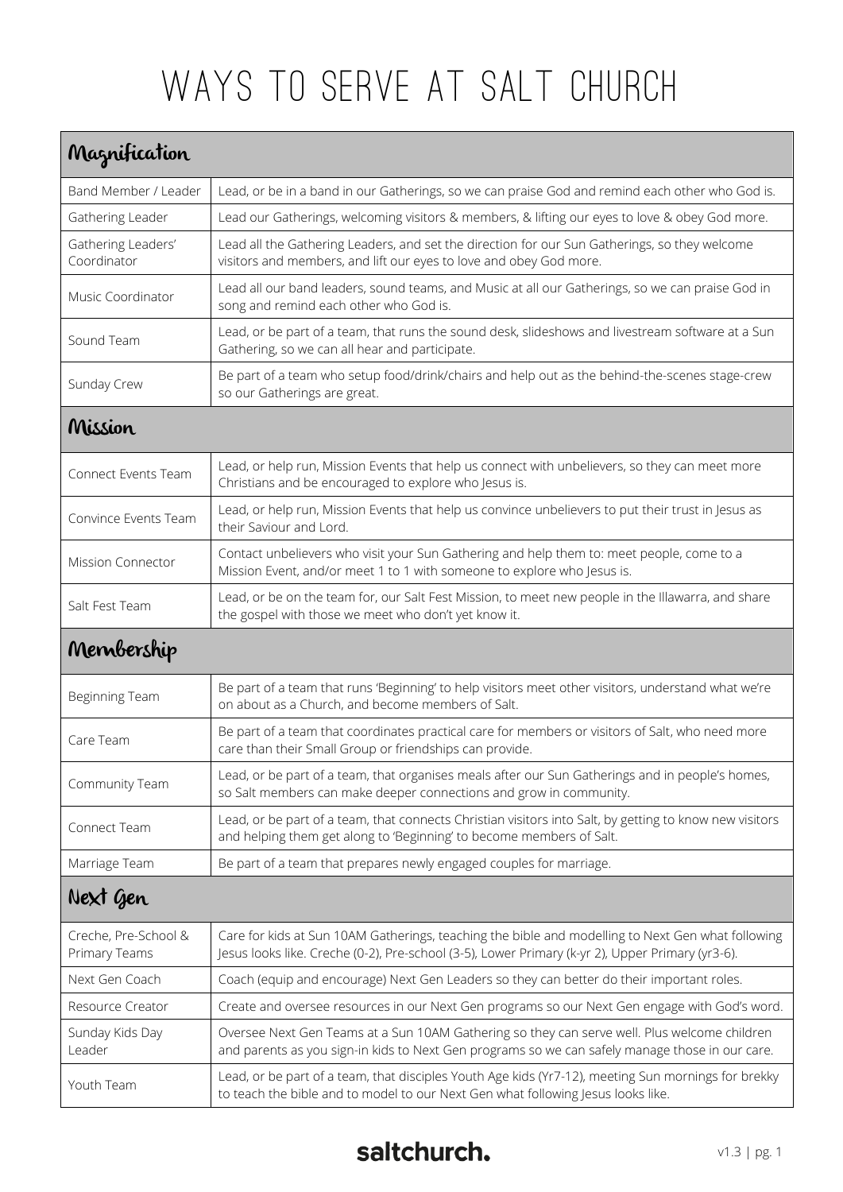# WAYS TO SERVE AT SALT CHURCH

| Magnification | |
|---|---|
| Band Member / Leader | Lead, or be in a band in our Gatherings, so we can praise God and remind each other who God is. |
| Gathering Leader | Lead our Gatherings, welcoming visitors & members, & lifting our eyes to love & obey God more. |
| Gathering Leaders' Coordinator | Lead all the Gathering Leaders, and set the direction for our Sun Gatherings, so they welcome visitors and members, and lift our eyes to love and obey God more. |
| Music Coordinator | Lead all our band leaders, sound teams, and Music at all our Gatherings, so we can praise God in song and remind each other who God is. |
| Sound Team | Lead, or be part of a team, that runs the sound desk, slideshows and livestream software at a Sun Gathering, so we can all hear and participate. |
| Sunday Crew | Be part of a team who setup food/drink/chairs and help out as the behind-the-scenes stage-crew so our Gatherings are great. |
| **Mission** | |
| Connect Events Team | Lead, or help run, Mission Events that help us connect with unbelievers, so they can meet more Christians and be encouraged to explore who Jesus is. |
| Convince Events Team | Lead, or help run, Mission Events that help us convince unbelievers to put their trust in Jesus as their Saviour and Lord. |
| Mission Connector | Contact unbelievers who visit your Sun Gathering and help them to: meet people, come to a Mission Event, and/or meet 1 to 1 with someone to explore who Jesus is. |
| Salt Fest Team | Lead, or be on the team for, our Salt Fest Mission, to meet new people in the Illawarra, and share the gospel with those we meet who don't yet know it. |
| **Membership** | |
| Beginning Team | Be part of a team that runs 'Beginning' to help visitors meet other visitors, understand what we're on about as a Church, and become members of Salt. |
| Care Team | Be part of a team that coordinates practical care for members or visitors of Salt, who need more care than their Small Group or friendships can provide. |
| Community Team | Lead, or be part of a team, that organises meals after our Sun Gatherings and in people's homes, so Salt members can make deeper connections and grow in community. |
| Connect Team | Lead, or be part of a team, that connects Christian visitors into Salt, by getting to know new visitors and helping them get along to 'Beginning' to become members of Salt. |
| Marriage Team | Be part of a team that prepares newly engaged couples for marriage. |
| **Next Gen** | |
| Creche, Pre-School & Primary Teams | Care for kids at Sun 10AM Gatherings, teaching the bible and modelling to Next Gen what following Jesus looks like. Creche (0-2), Pre-school (3-5), Lower Primary (k-yr 2), Upper Primary (yr3-6). |
| Next Gen Coach | Coach (equip and encourage) Next Gen Leaders so they can better do their important roles. |
| Resource Creator | Create and oversee resources in our Next Gen programs so our Next Gen engage with God's word. |
| Sunday Kids Day Leader | Oversee Next Gen Teams at a Sun 10AM Gathering so they can serve well. Plus welcome children and parents as you sign-in kids to Next Gen programs so we can safely manage those in our care. |
| Youth Team | Lead, or be part of a team, that disciples Youth Age kids (Yr7-12), meeting Sun mornings for brekky to teach the bible and to model to our Next Gen what following Jesus looks like. |

saltchurch.

v1.3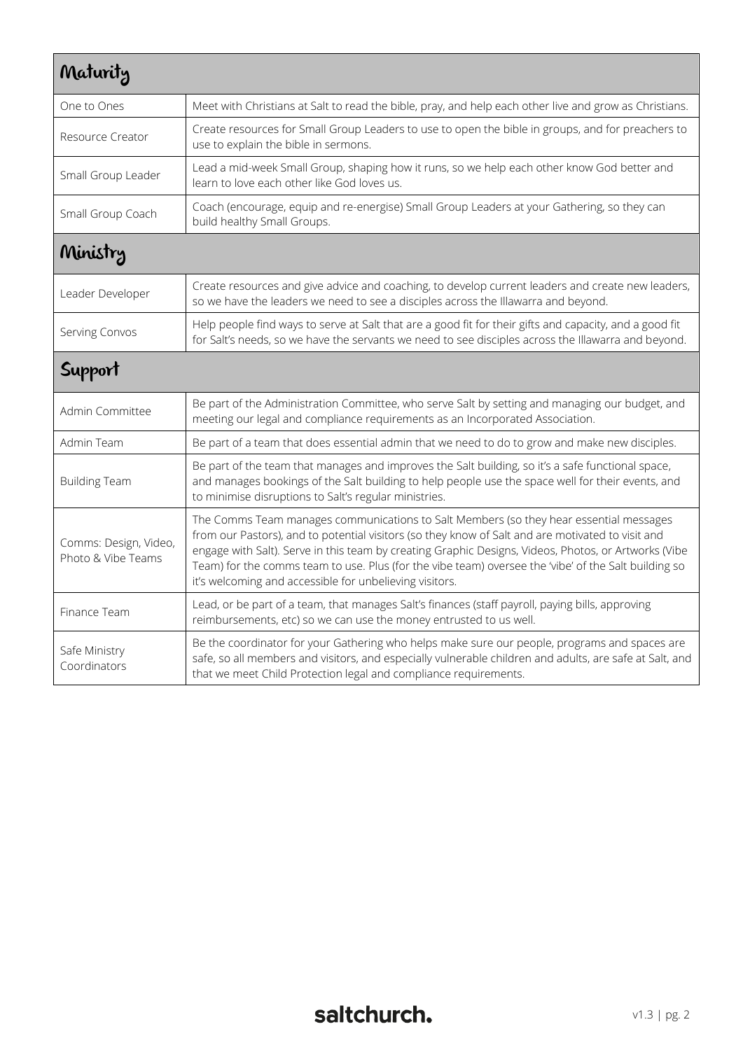## Maturity

| | |
|---|---|
| One to Ones | Meet with Christians at Salt to read the bible, pray, and help each other live and grow as Christians. |
| Resource Creator | Create resources for Small Group Leaders to use to open the bible in groups, and for preachers to use to explain the bible in sermons. |
| Small Group Leader | Lead a mid-week Small Group, shaping how it runs, so we help each other know God better and learn to love each other like God loves us. |
| Small Group Coach | Coach (encourage, equip and re-energise) Small Group Leaders at your Gathering, so they can build healthy Small Groups. |

## Ministry

| | |
|---|---|
| Leader Developer | Create resources and give advice and coaching, to develop current leaders and create new leaders, so we have the leaders we need to see a disciples across the Illawarra and beyond. |
| Serving Convos | Help people find ways to serve at Salt that are a good fit for their gifts and capacity, and a good fit for Salt's needs, so we have the servants we need to see disciples across the Illawarra and beyond. |

## Support

| | |
|---|---|
| Admin Committee | Be part of the Administration Committee, who serve Salt by setting and managing our budget, and meeting our legal and compliance requirements as an Incorporated Association. |
| Admin Team | Be part of a team that does essential admin that we need to do to grow and make new disciples. |
| Building Team | Be part of the team that manages and improves the Salt building, so it's a safe functional space, and manages bookings of the Salt building to help people use the space well for their events, and to minimise disruptions to Salt's regular ministries. |
| Comms: Design, Video, Photo & Vibe Teams | The Comms Team manages communications to Salt Members (so they hear essential messages from our Pastors), and to potential visitors (so they know of Salt and are motivated to visit and engage with Salt). Serve in this team by creating Graphic Designs, Videos, Photos, or Artworks (Vibe Team) for the comms team to use. Plus (for the vibe team) oversee the 'vibe' of the Salt building so it's welcoming and accessible for unbelieving visitors. |
| Finance Team | Lead, or be part of a team, that manages Salt's finances (staff payroll, paying bills, approving reimbursements, etc) so we can use the money entrusted to us well. |
| Safe Ministry Coordinators | Be the coordinator for your Gathering who helps make sure our people, programs and spaces are safe, so all members and visitors, and especially vulnerable children and adults, are safe at Salt, and that we meet Child Protection legal and compliance requirements. |